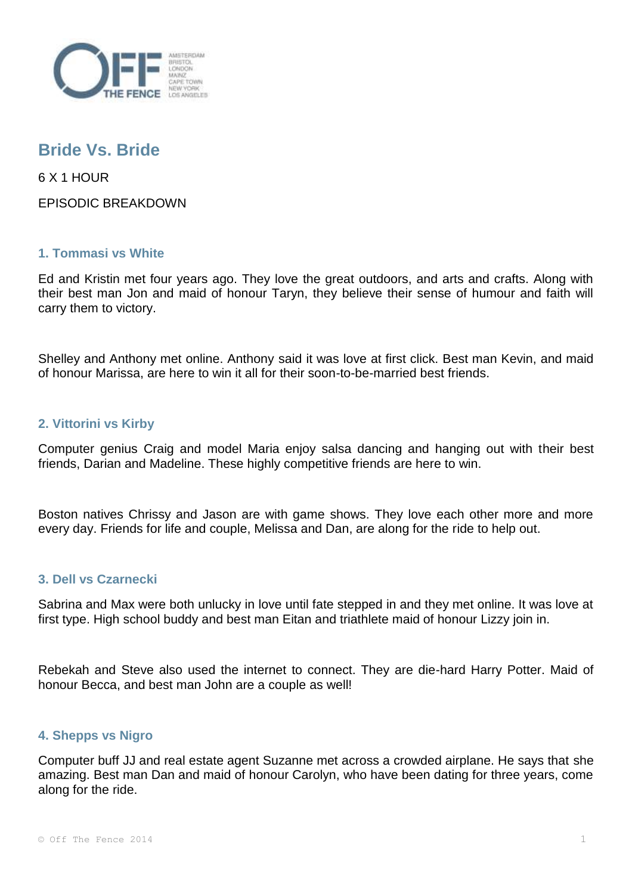# Bride Vs. Bride

6 X 1 HOUR

EPISODIC BREAKDOWN

## 1. Tommasi vs White

Ed and Kristin met four years ago. They love the great outdoors, and arts and crafts. Along with their best man Jon and maid of honour Taryn, they believe their sense of humour and faith will carry them to victory.

Shelley and Anthony met online. Anthony said it was love at first click. Best man Kevin, and maid of honour Marissa, are here to win it all for their soon-to-be-married best friends.

## 2. Vittorini vs Kirby

Computer genius Craig and model Maria enjoy salsa dancing and hanging out with their best friends, Darian and Madeline. These highly competitive friends are here to win.

Boston natives Chrissy and Jason are with game shows. They love each other more and more every day. Friends for life and couple, Melissa and Dan, are along for the ride to help out.

## 3. Dell vs Czarnecki

Sabrina and Max were both unlucky in love until fate stepped in and they met online. It was love at first type. High school buddy and best man Eitan and triathlete maid of honour Lizzy join in.

Rebekah and Steve also used the internet to connect. They are die-hard Harry Potter. Maid of honour Becca, and best man John are a couple as well!

## 4. Shepps vs Nigro

Computer buff JJ and real estate agent Suzanne met across a crowded airplane. He says that she amazing. Best man Dan and maid of honour Carolyn, who have been dating for three years, come along for the ride.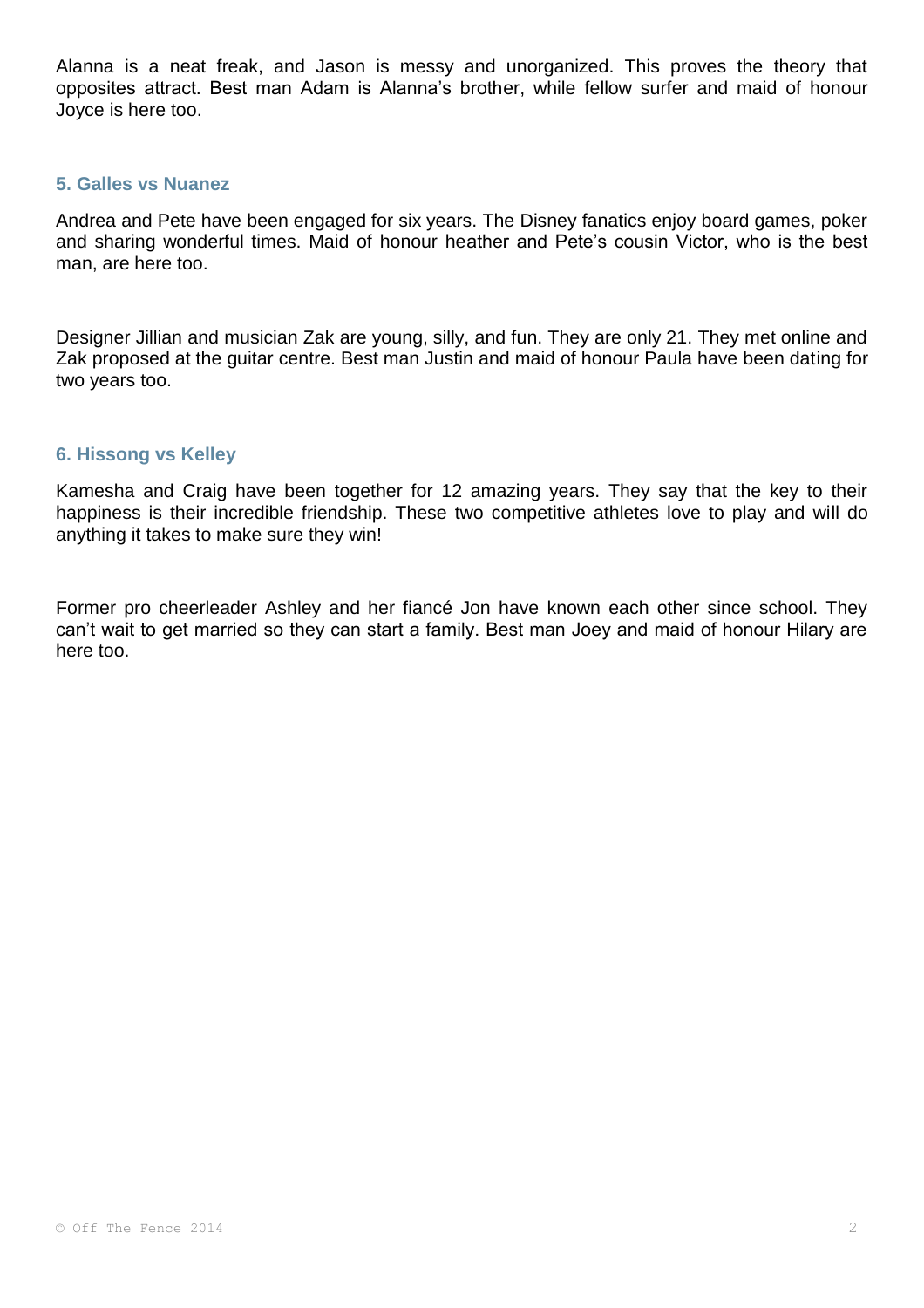Alanna is a neat freak, and Jason is messy and unorganized. This proves the theory that opposites attract. Best man Adam is Alanna's brother, while fellow surfer and maid of honour Joyce is here too.

### 5. Galles vs Nuanez

Andrea and Pete have been engaged for six years. The Disney fanatics enjoy board games, poker and sharing wonderful times. Maid of honour heather and Pete's cousin Victor, who is the best man, are here too.

Designer Jillian and musician Zak are young, silly, and fun. They are only 21. They met online and Zak proposed at the guitar centre. Best man Justin and maid of honour Paula have been dating for two years too.

### 6. Hissong vs Kelley

Kamesha and Craig have been together for 12 amazing years. They say that the key to their happiness is their incredible friendship. These two competitive athletes love to play and will do anything it takes to make sure they win!

Former pro cheerleader Ashley and her fiancé Jon have known each other since school. They can't wait to get married so they can start a family. Best man Joey and maid of honour Hilary are here too.